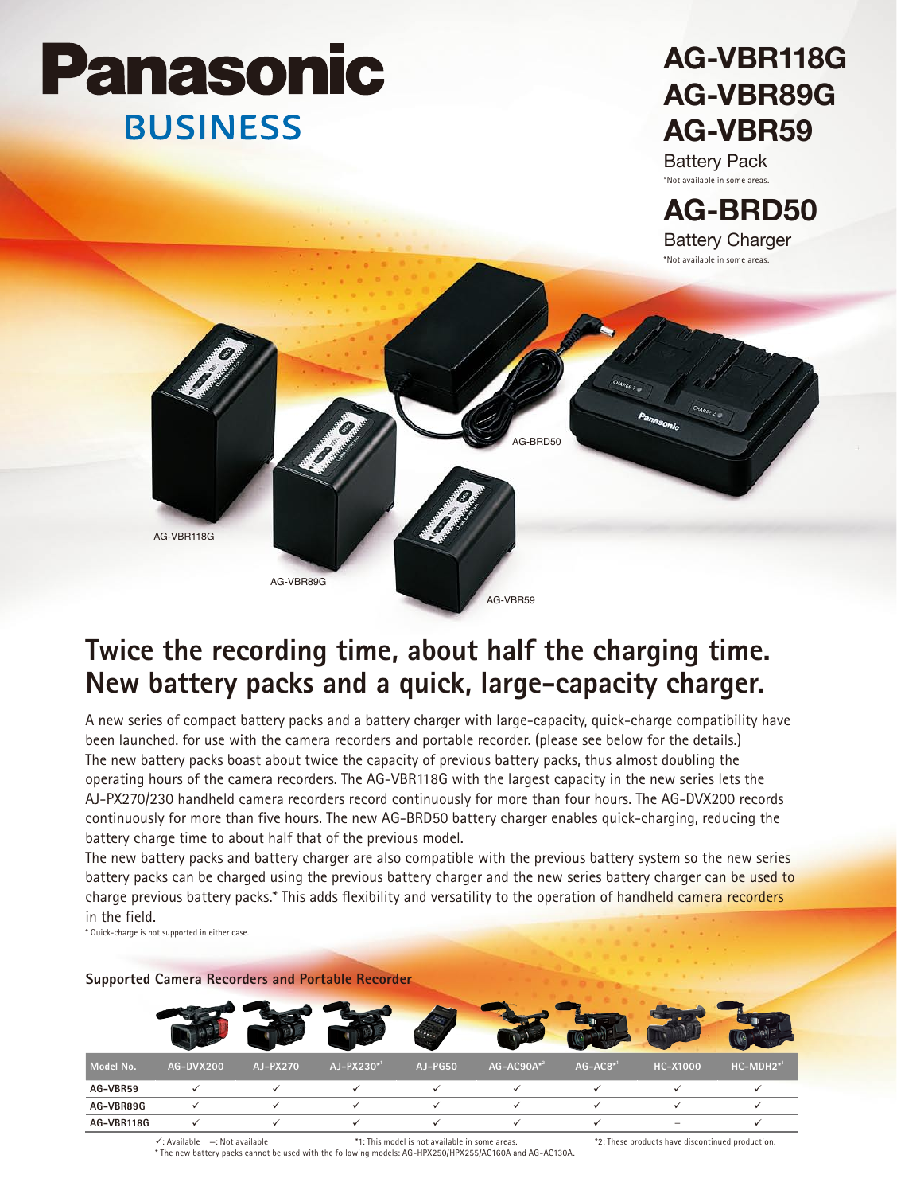# Panasonic
## BUSINESS

# AG-VBR118G
# AG-VBR89G
# AG-VBR59

Battery Pack

*Not available in some areas.

# AG-BRD50

Battery Charger

*Not available in some areas.

AG-BRD50

AG-VBR118G

AG-VBR89G

AG-VBR59

## Twice the recording time, about half the charging time. New battery packs and a quick, large-capacity charger.

A new series of compact battery packs and a battery charger with large-capacity, quick-charge compatibility have been launched. for use with the camera recorders and portable recorder. (please see below for the details.)
The new battery packs boast about twice the capacity of previous battery packs, thus almost doubling the operating hours of the camera recorders. The AG-VBR118G with the largest capacity in the new series lets the AJ-PX270/230 handheld camera recorders record continuously for more than four hours. The AG-DVX200 records continuously for more than five hours. The new AG-BRD50 battery charger enables quick-charging, reducing the battery charge time to about half that of the previous model.
The new battery packs and battery charger are also compatible with the previous battery system so the new series battery packs can be charged using the previous battery charger and the new series battery charger can be used to charge previous battery packs.* This adds flexibility and versatility to the operation of handheld camera recorders in the field.

* Quick-charge is not supported in either case.

### Supported Camera Recorders and Portable Recorder

| Model No. | AG-DVX200 | AJ-PX270 | AJ-PX230*1 | AJ-PG50 | AG-AC90A*2 | AG-AC8*1 | HC-X1000 | HC-MDH2*1 |
|---|---|---|---|---|---|---|---|---|
| AG-VBR59 | ✓ | ✓ | ✓ | ✓ | ✓ | ✓ | ✓ | ✓ |
| AG-VBR89G | ✓ | ✓ | ✓ | ✓ | ✓ | ✓ | ✓ | ✓ |
| AG-VBR118G | ✓ | ✓ | ✓ | ✓ | ✓ | ✓ | – | ✓ |

✓: Available –: Not available *1: This model is not available in some areas. *2: These products have discontinued production.

* The new battery packs cannot be used with the following models: AG-HPX250/HPX255/AC160A and AG-AC130A.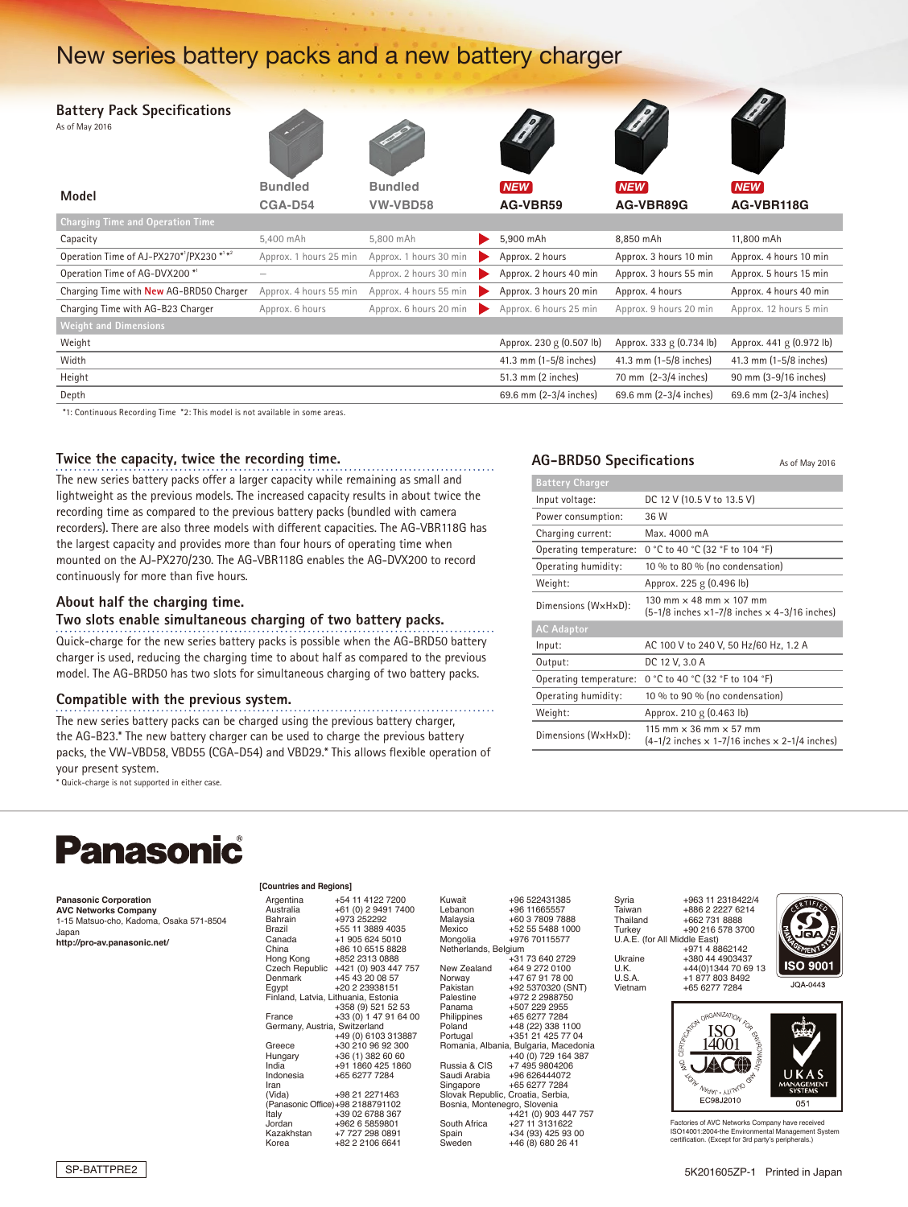# New series battery packs and a new battery charger

## Battery Pack Specifications

As of May 2016

| Model | Bundled CGA-D54 | Bundled VW-VBD58 | NEW AG-VBR59 | NEW AG-VBR89G | NEW AG-VBR118G |
|---|---|---|---|---|---|
| **Charging Time and Operation Time** | | | | | |
| Capacity | 5,400 mAh | 5,800 mAh | 5,900 mAh | 8,850 mAh | 11,800 mAh |
| Operation Time of AJ-PX270[*1]/PX230 [*1*2] | Approx. 1 hours 25 min | Approx. 1 hours 30 min | Approx. 2 hours | Approx. 3 hours 10 min | Approx. 4 hours 10 min |
| Operation Time of AG-DVX200 [*1] | – | Approx. 2 hours 30 min | Approx. 2 hours 40 min | Approx. 3 hours 55 min | Approx. 5 hours 15 min |
| Charging Time with New AG-BRD50 Charger | Approx. 4 hours 55 min | Approx. 4 hours 55 min | Approx. 3 hours 20 min | Approx. 4 hours | Approx. 4 hours 40 min |
| Charging Time with AG-B23 Charger | Approx. 6 hours | Approx. 6 hours 20 min | Approx. 6 hours 25 min | Approx. 9 hours 20 min | Approx. 12 hours 5 min |
| **Weight and Dimensions** | | | | | |
| Weight | | | Approx. 230 g (0.507 lb) | Approx. 333 g (0.734 lb) | Approx. 441 g (0.972 lb) |
| Width | | | 41.3 mm (1-5/8 inches) | 41.3 mm (1-5/8 inches) | 41.3 mm (1-5/8 inches) |
| Height | | | 51.3 mm (2 inches) | 70 mm (2-3/4 inches) | 90 mm (3-9/16 inches) |
| Depth | | | 69.6 mm (2-3/4 inches) | 69.6 mm (2-3/4 inches) | 69.6 mm (2-3/4 inches) |

*1: Continuous Recording Time *2: This model is not available in some areas.

### Twice the capacity, twice the recording time.

The new series battery packs offer a larger capacity while remaining as small and lightweight as the previous models. The increased capacity results in about twice the recording time as compared to the previous battery packs (bundled with camera recorders). There are also three models with different capacities. The AG-VBR118G has the largest capacity and provides more than four hours of operating time when mounted on the AJ-PX270/230. The AG-VBR118G enables the AG-DVX200 to record continuously for more than five hours.

### About half the charging time.
### Two slots enable simultaneous charging of two battery packs.

Quick-charge for the new series battery packs is possible when the AG-BRD50 battery charger is used, reducing the charging time to about half as compared to the previous model. The AG-BRD50 has two slots for simultaneous charging of two battery packs.

### Compatible with the previous system.

The new series battery packs can be charged using the previous battery charger, the AG-B23.* The new battery charger can be used to charge the previous battery packs, the VW-VBD58, VBD55 (CGA-D54) and VBD29.* This allows flexible operation of your present system.

* Quick-charge is not supported in either case.

## AG-BRD50 Specifications

As of May 2016

| | |
|---|---|
| **Battery Charger** | |
| Input voltage: | DC 12 V (10.5 V to 13.5 V) |
| Power consumption: | 36 W |
| Charging current: | Max. 4000 mA |
| Operating temperature: | 0 °C to 40 °C (32 °F to 104 °F) |
| Operating humidity: | 10 % to 80 % (no condensation) |
| Weight: | Approx. 225 g (0.496 lb) |
| Dimensions (W×H×D): | 130 mm × 48 mm × 107 mm (5-1/8 inches ×1-7/8 inches × 4-3/16 inches) |
| **AC Adaptor** | |
| Input: | AC 100 V to 240 V, 50 Hz/60 Hz, 1.2 A |
| Output: | DC 12 V, 3.0 A |
| Operating temperature: | 0 °C to 40 °C (32 °F to 104 °F) |
| Operating humidity: | 10 % to 90 % (no condensation) |
| Weight: | Approx. 210 g (0.463 lb) |
| Dimensions (W×H×D): | 115 mm × 36 mm × 57 mm (4-1/2 inches × 1-7/16 inches × 2-1/4 inches) |

**Panasonic**

**Panasonic Corporation**
**AVC Networks Company**
1-15 Matsuo-cho, Kadoma, Osaka 571-8504
Japan
**http://pro-av.panasonic.net/**

**[Countries and Regions]**

| | | | | | |
|---|---|---|---|---|---|
| Argentina | +54 11 4122 7200 | Kuwait | +96 522431385 | Syria | +963 11 2318422/4 |
| Australia | +61 (0) 2 9491 7400 | Lebanon | +96 11665557 | Taiwan | +886 2 2227 6214 |
| Bahrain | +973 252292 | Malaysia | +60 3 7809 7888 | Thailand | +662 731 8888 |
| Brazil | +55 11 3889 4035 | Mexico | +52 55 5488 1000 | Turkey | +90 216 578 3700 |
| Canada | +1 905 624 5010 | Mongolia | +976 70115577 | U.A.E. (for All Middle East) | +971 4 8862142 |
| China | +86 10 6515 8828 | Netherlands, Belgium | +31 73 640 2729 | Ukraine | +380 44 4903437 |
| Hong Kong | +852 2313 0888 | New Zealand | +64 9 272 0100 | U.K. | +44(0)1344 70 69 13 |
| Czech Republic | +421 (0) 903 447 757 | Norway | +47 67 91 78 00 | U.S.A. | +1 877 803 8492 |
| Denmark | +45 43 20 08 57 | Pakistan | +92 5370320 (SNT) | Vietnam | +65 6277 7284 |
| Egypt | +20 2 23938151 | Palestine | +972 2 2988750 | | |
| Finland, Latvia, Lithuania, Estonia | +358 (9) 521 52 53 | Panama | +507 229 2955 | | |
| France | +33 (0) 1 47 91 64 00 | Philippines | +65 6277 7284 | | |
| Germany, Austria, Switzerland | +49 (0) 6103 313887 | Poland | +48 (22) 338 1100 | | |
| Greece | +30 210 96 92 300 | Portugal | +351 21 425 77 04 | | |
| Hungary | +36 (1) 382 60 60 | Romania, Albania, Bulgaria, Macedonia | +40 (0) 729 164 387 | | |
| India | +91 1860 425 1860 | Russia & CIS | +7 495 9804206 | | |
| Indonesia | +65 6277 7284 | Saudi Arabia | +96 626444072 | | |
| Iran (Vida) | +98 21 2271463 | Singapore | +65 6277 7284 | | |
| (Panasonic Office) | +98 2188791102 | Slovak Republic, Croatia, Serbia, Bosnia, Montenegro, Slovenia | +421 (0) 903 447 757 | | |
| Italy | +39 02 6788 367 | South Africa | +27 11 3131622 | | |
| Jordan | +962 6 5859801 | Spain | +34 (93) 425 93 00 | | |
| Kazakhstan | +7 727 298 0891 | Sweden | +46 (8) 680 26 41 | | |
| Korea | +82 2 2106 6641 | | | | |

ISO 9001 JQA-0443

ISO 14001 EC98J2010 051

Factories of AVC Networks Company have received ISO14001:2004-the Environmental Management System certification. (Except for 3rd party's peripherals.)

SP-BATTPRE2

5K201605ZP-1 Printed in Japan